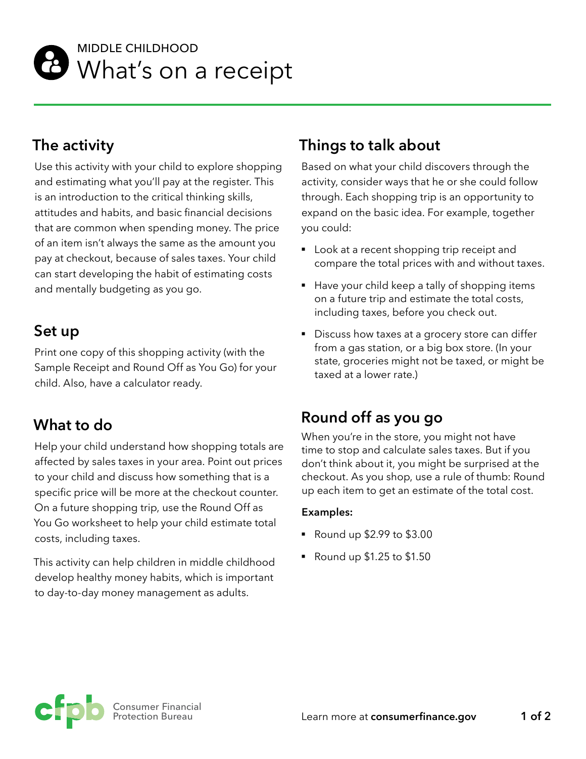MIDDLE CHILDHOOD

# What's on a receipt

## The activity

Use this activity with your child to explore shopping and estimating what you'll pay at the register. This is an introduction to the critical thinking skills, attitudes and habits, and basic financial decisions that are common when spending money. The price of an item isn't always the same as the amount you pay at checkout, because of sales taxes. Your child can start developing the habit of estimating costs and mentally budgeting as you go.

## Set up

Print one copy of this shopping activity (with the Sample Receipt and Round Off as You Go) for your child. Also, have a calculator ready.

## What to do

Help your child understand how shopping totals are affected by sales taxes in your area. Point out prices to your child and discuss how something that is a specific price will be more at the checkout counter. On a future shopping trip, use the Round Off as You Go worksheet to help your child estimate total costs, including taxes.

This activity can help children in middle childhood develop healthy money habits, which is important to day-to-day money management as adults.

## Things to talk about

Based on what your child discovers through the activity, consider ways that he or she could follow through. Each shopping trip is an opportunity to expand on the basic idea. For example, together you could:

- Look at a recent shopping trip receipt and compare the total prices with and without taxes.
- Have your child keep a tally of shopping items on a future trip and estimate the total costs, including taxes, before you check out.
- Discuss how taxes at a grocery store can differ from a gas station, or a big box store. (In your state, groceries might not be taxed, or might be taxed at a lower rate.)

## Round off as you go

When you're in the store, you might not have time to stop and calculate sales taxes. But if you don't think about it, you might be surprised at the checkout. As you shop, use a rule of thumb: Round up each item to get an estimate of the total cost.

**Examples:**

- Round up $2.99 to $3.00
- Round up $1.25 to $1.50

Consumer Financial Protection Bureau

Learn more at **consumerfinance.gov**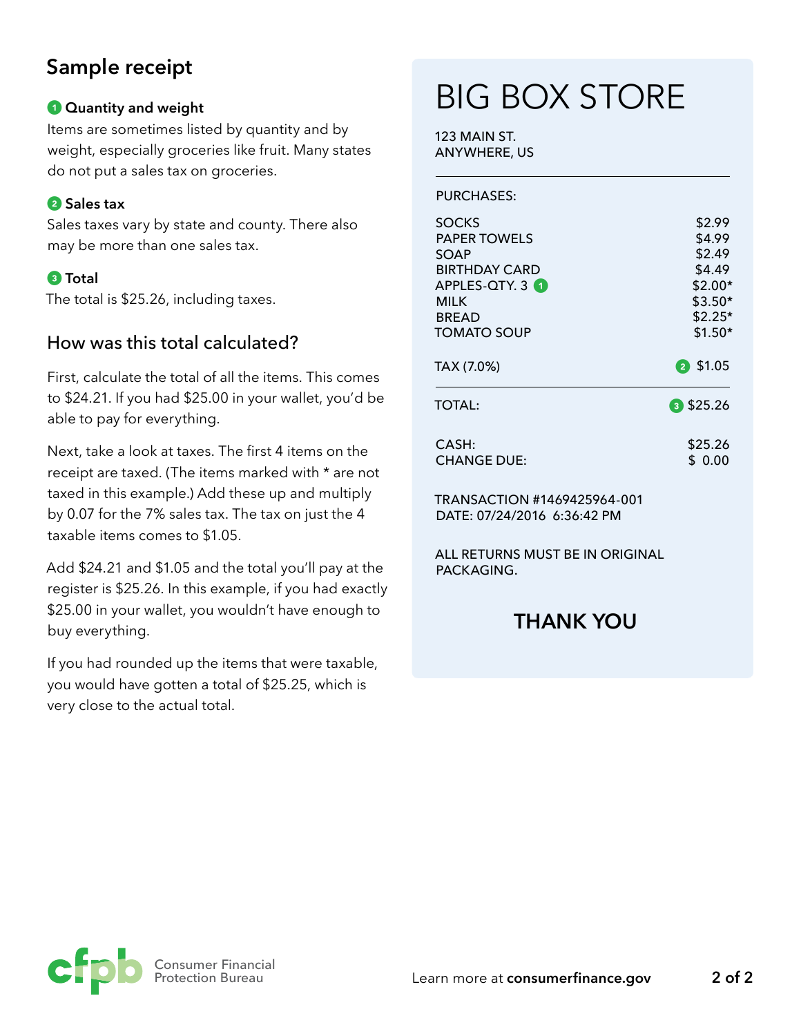## Sample receipt

**1 Quantity and weight**

Items are sometimes listed by quantity and by weight, especially groceries like fruit. Many states do not put a sales tax on groceries.

**2 Sales tax**

Sales taxes vary by state and county. There also may be more than one sales tax.

**3 Total**

The total is $25.26, including taxes.

### How was this total calculated?

First, calculate the total of all the items. This comes to $24.21. If you had $25.00 in your wallet, you'd be able to pay for everything.

Next, take a look at taxes. The first 4 items on the receipt are taxed. (The items marked with * are not taxed in this example.) Add these up and multiply by 0.07 for the 7% sales tax. The tax on just the 4 taxable items comes to $1.05.

Add $24.21 and $1.05 and the total you'll pay at the register is $25.26. In this example, if you had exactly $25.00 in your wallet, you wouldn't have enough to buy everything.

If you had rounded up the items that were taxable, you would have gotten a total of $25.25, which is very close to the actual total.

# BIG BOX STORE

123 MAIN ST.
ANYWHERE, US

PURCHASES:

| Item | Price |
|---|---|
| SOCKS | $2.99 |
| PAPER TOWELS | $4.99 |
| SOAP | $2.49 |
| BIRTHDAY CARD | $4.49 |
| APPLES-QTY. 3 (1) | $2.00* |
| MILK | $3.50* |
| BREAD | $2.25* |
| TOMATO SOUP | $1.50* |
| TAX (7.0%) | (2) $1.05 |
| TOTAL: | (3) $25.26 |
| CASH: | $25.26 |
| CHANGE DUE: | $ 0.00 |

TRANSACTION #1469425964-001
DATE: 07/24/2016 6:36:42 PM

ALL RETURNS MUST BE IN ORIGINAL PACKAGING.

**THANK YOU**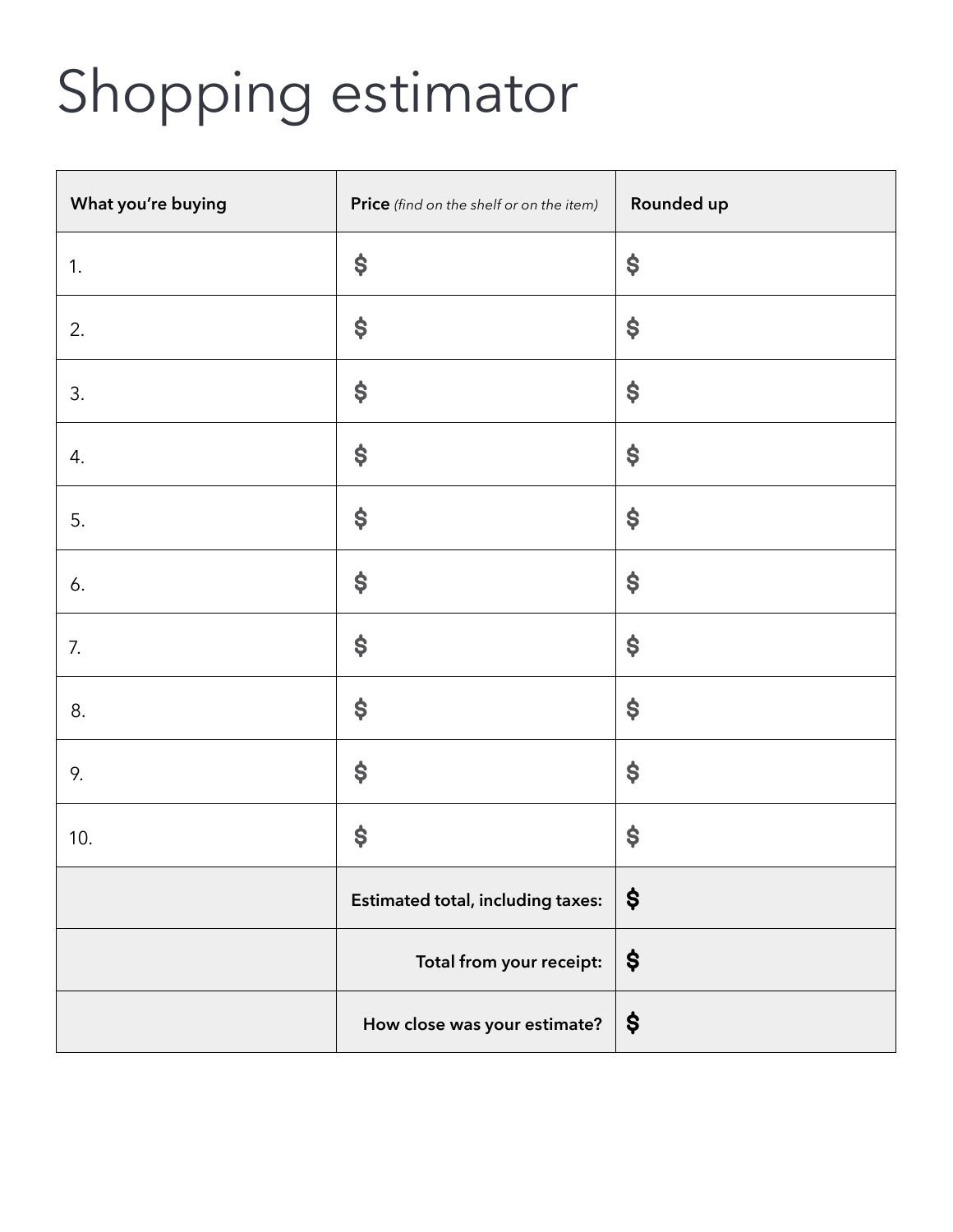# Shopping estimator

| What you're buying | **Price** *(find on the shelf or on the item)* | Rounded up |
|---|---|---|
| 1. | $ | $ |
| 2. | $ | $ |
| 3. | $ | $ |
| 4. | $ | $ |
| 5. | $ | $ |
| 6. | $ | $ |
| 7. | $ | $ |
| 8. | $ | $ |
| 9. | $ | $ |
| 10. | $ | $ |
| | **Estimated total, including taxes:** | **$** |
| | **Total from your receipt:** | **$** |
| | **How close was your estimate?** | **$** |